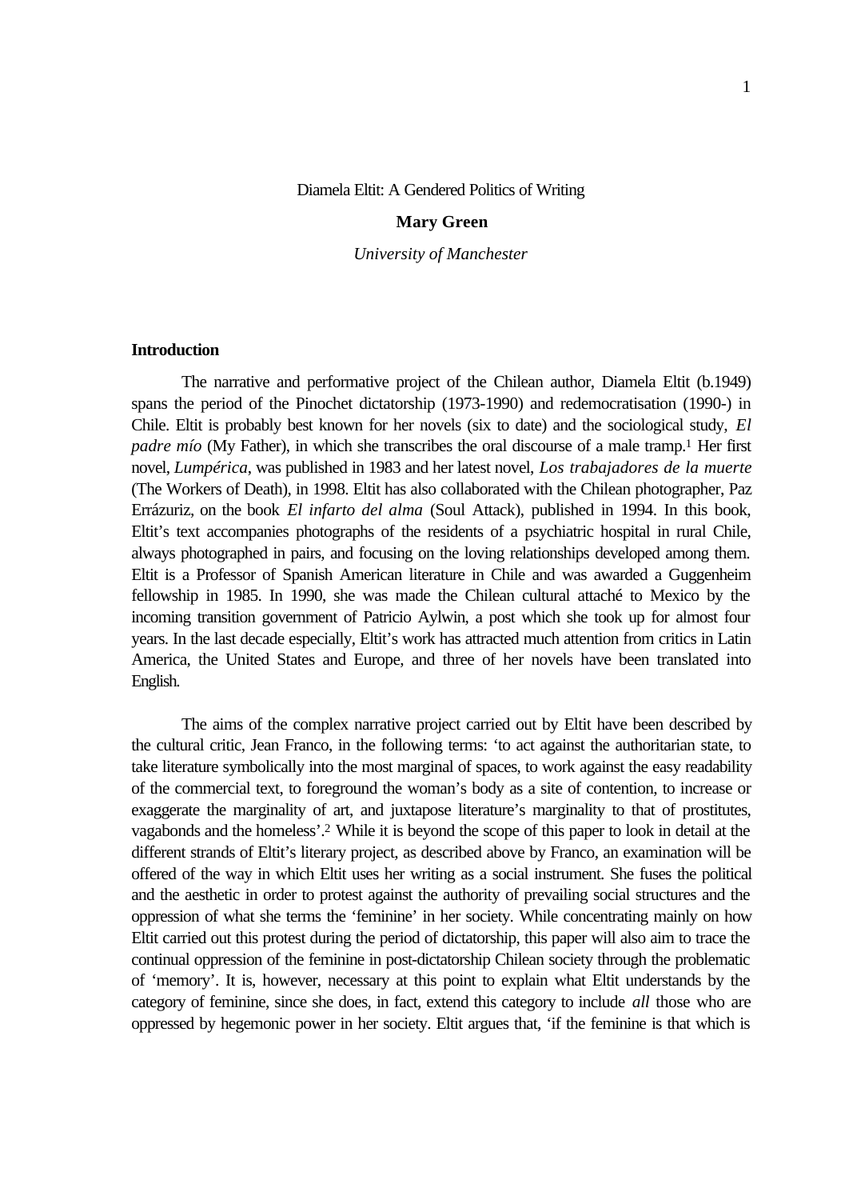# Diamela Eltit: A Gendered Politics of Writing

**Mary Green**

*University of Manchester*

## Introduction

The narrative and performative project of the Chilean author, Diamela Eltit (b.1949) spans the period of the Pinochet dictatorship (1973-1990) and redemocratisation (1990-) in Chile. Eltit is probably best known for her novels (six to date) and the sociological study, *El padre mío* (My Father), in which she transcribes the oral discourse of a male tramp.[1] Her first novel, *Lumpérica*, was published in 1983 and her latest novel, *Los trabajadores de la muerte* (The Workers of Death), in 1998. Eltit has also collaborated with the Chilean photographer, Paz Errázuriz, on the book *El infarto del alma* (Soul Attack), published in 1994. In this book, Eltit's text accompanies photographs of the residents of a psychiatric hospital in rural Chile, always photographed in pairs, and focusing on the loving relationships developed among them. Eltit is a Professor of Spanish American literature in Chile and was awarded a Guggenheim fellowship in 1985. In 1990, she was made the Chilean cultural attaché to Mexico by the incoming transition government of Patricio Aylwin, a post which she took up for almost four years. In the last decade especially, Eltit's work has attracted much attention from critics in Latin America, the United States and Europe, and three of her novels have been translated into English.

The aims of the complex narrative project carried out by Eltit have been described by the cultural critic, Jean Franco, in the following terms: 'to act against the authoritarian state, to take literature symbolically into the most marginal of spaces, to work against the easy readability of the commercial text, to foreground the woman's body as a site of contention, to increase or exaggerate the marginality of art, and juxtapose literature's marginality to that of prostitutes, vagabonds and the homeless'.[2] While it is beyond the scope of this paper to look in detail at the different strands of Eltit's literary project, as described above by Franco, an examination will be offered of the way in which Eltit uses her writing as a social instrument. She fuses the political and the aesthetic in order to protest against the authority of prevailing social structures and the oppression of what she terms the 'feminine' in her society. While concentrating mainly on how Eltit carried out this protest during the period of dictatorship, this paper will also aim to trace the continual oppression of the feminine in post-dictatorship Chilean society through the problematic of 'memory'. It is, however, necessary at this point to explain what Eltit understands by the category of feminine, since she does, in fact, extend this category to include *all* those who are oppressed by hegemonic power in her society. Eltit argues that, 'if the feminine is that which is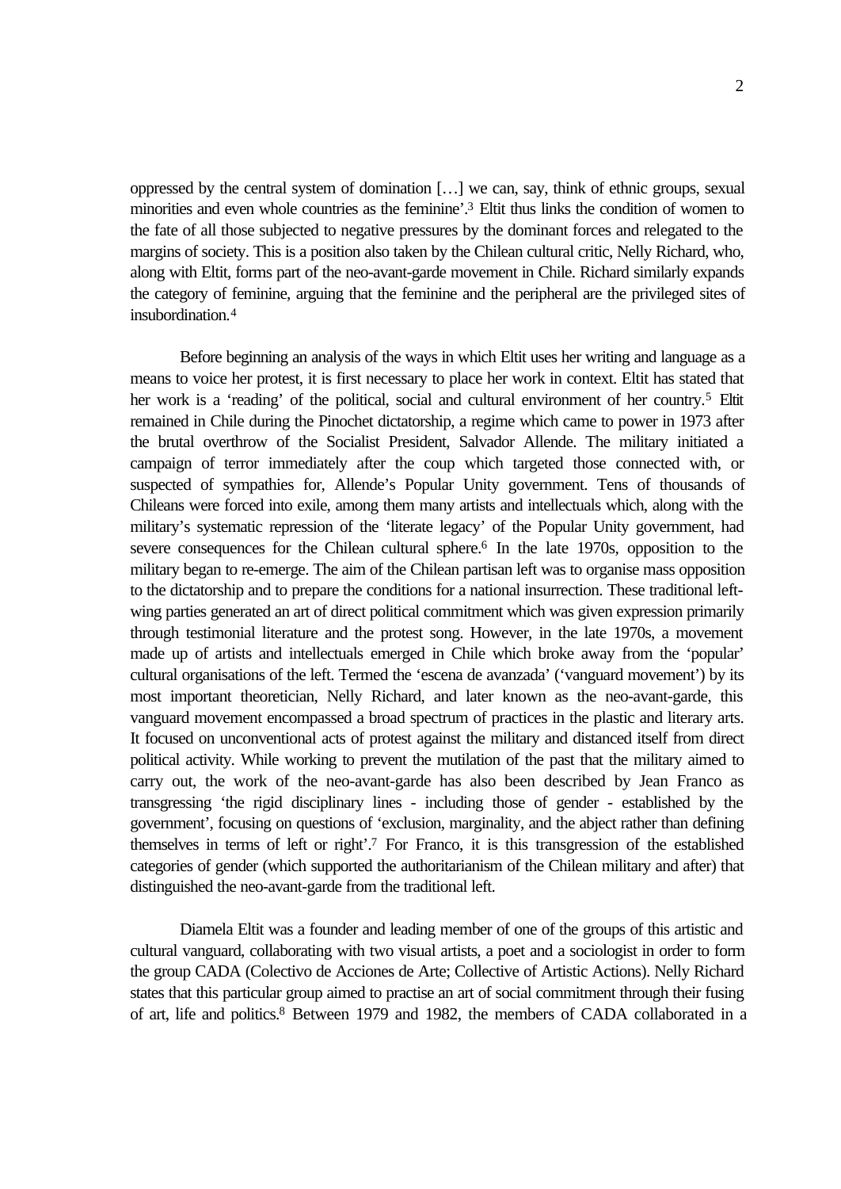oppressed by the central system of domination […] we can, say, think of ethnic groups, sexual minorities and even whole countries as the feminine'.[3] Eltit thus links the condition of women to the fate of all those subjected to negative pressures by the dominant forces and relegated to the margins of society. This is a position also taken by the Chilean cultural critic, Nelly Richard, who, along with Eltit, forms part of the neo-avant-garde movement in Chile. Richard similarly expands the category of feminine, arguing that the feminine and the peripheral are the privileged sites of insubordination.[4]

Before beginning an analysis of the ways in which Eltit uses her writing and language as a means to voice her protest, it is first necessary to place her work in context. Eltit has stated that her work is a 'reading' of the political, social and cultural environment of her country.[5] Eltit remained in Chile during the Pinochet dictatorship, a regime which came to power in 1973 after the brutal overthrow of the Socialist President, Salvador Allende. The military initiated a campaign of terror immediately after the coup which targeted those connected with, or suspected of sympathies for, Allende's Popular Unity government. Tens of thousands of Chileans were forced into exile, among them many artists and intellectuals which, along with the military's systematic repression of the 'literate legacy' of the Popular Unity government, had severe consequences for the Chilean cultural sphere.[6] In the late 1970s, opposition to the military began to re-emerge. The aim of the Chilean partisan left was to organise mass opposition to the dictatorship and to prepare the conditions for a national insurrection. These traditional left-wing parties generated an art of direct political commitment which was given expression primarily through testimonial literature and the protest song. However, in the late 1970s, a movement made up of artists and intellectuals emerged in Chile which broke away from the 'popular' cultural organisations of the left. Termed the 'escena de avanzada' ('vanguard movement') by its most important theoretician, Nelly Richard, and later known as the neo-avant-garde, this vanguard movement encompassed a broad spectrum of practices in the plastic and literary arts. It focused on unconventional acts of protest against the military and distanced itself from direct political activity. While working to prevent the mutilation of the past that the military aimed to carry out, the work of the neo-avant-garde has also been described by Jean Franco as transgressing 'the rigid disciplinary lines - including those of gender - established by the government', focusing on questions of 'exclusion, marginality, and the abject rather than defining themselves in terms of left or right'.[7] For Franco, it is this transgression of the established categories of gender (which supported the authoritarianism of the Chilean military and after) that distinguished the neo-avant-garde from the traditional left.

Diamela Eltit was a founder and leading member of one of the groups of this artistic and cultural vanguard, collaborating with two visual artists, a poet and a sociologist in order to form the group CADA (Colectivo de Acciones de Arte; Collective of Artistic Actions). Nelly Richard states that this particular group aimed to practise an art of social commitment through their fusing of art, life and politics.[8] Between 1979 and 1982, the members of CADA collaborated in a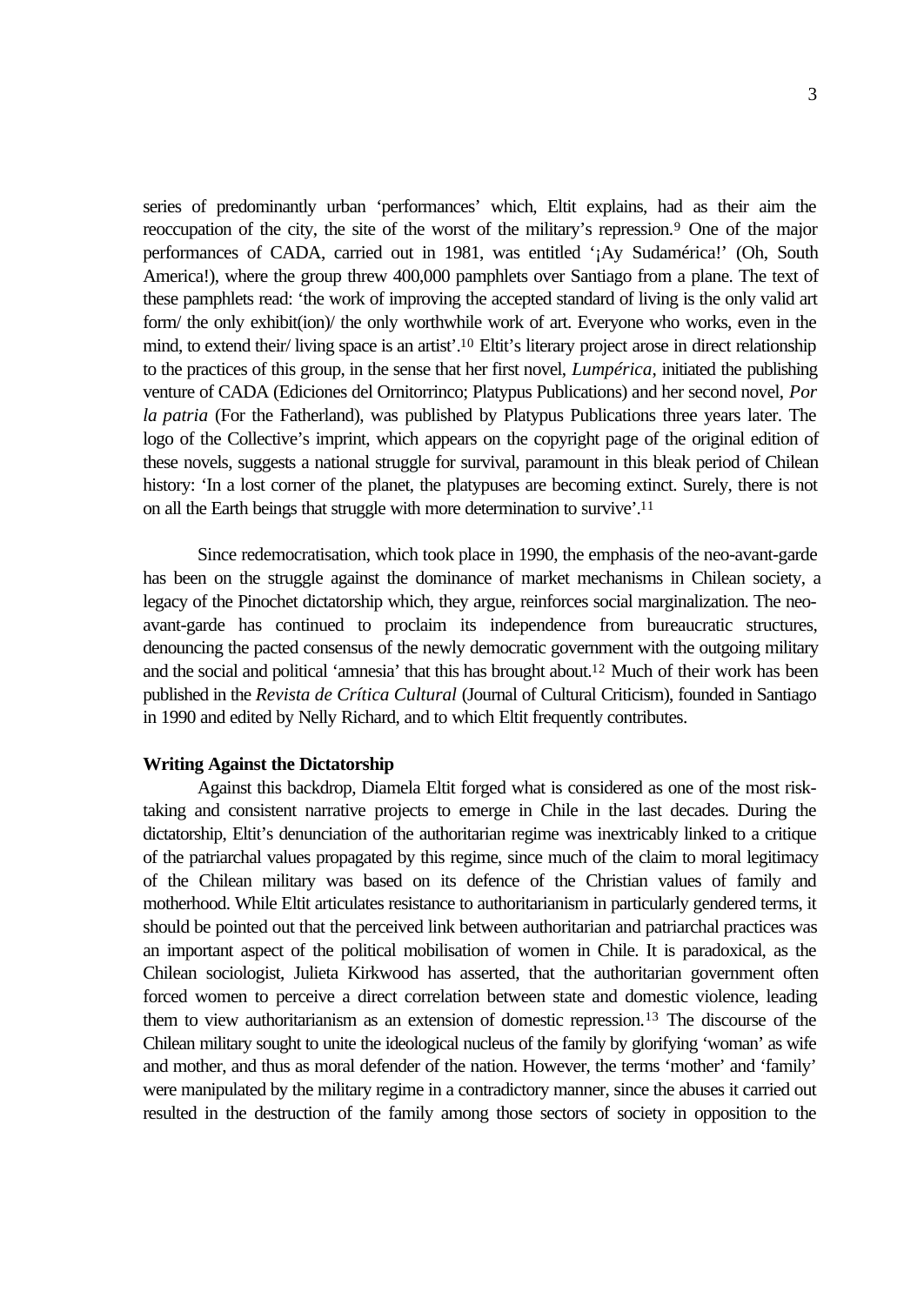series of predominantly urban 'performances' which, Eltit explains, had as their aim the reoccupation of the city, the site of the worst of the military's repression.[9] One of the major performances of CADA, carried out in 1981, was entitled '¡Ay Sudamérica!' (Oh, South America!), where the group threw 400,000 pamphlets over Santiago from a plane. The text of these pamphlets read: 'the work of improving the accepted standard of living is the only valid art form/ the only exhibit(ion)/ the only worthwhile work of art. Everyone who works, even in the mind, to extend their/ living space is an artist'.[10] Eltit's literary project arose in direct relationship to the practices of this group, in the sense that her first novel, *Lumpérica*, initiated the publishing venture of CADA (Ediciones del Ornitorrinco; Platypus Publications) and her second novel, *Por la patria* (For the Fatherland), was published by Platypus Publications three years later. The logo of the Collective's imprint, which appears on the copyright page of the original edition of these novels, suggests a national struggle for survival, paramount in this bleak period of Chilean history: 'In a lost corner of the planet, the platypuses are becoming extinct. Surely, there is not on all the Earth beings that struggle with more determination to survive'.[11]

Since redemocratisation, which took place in 1990, the emphasis of the neo-avant-garde has been on the struggle against the dominance of market mechanisms in Chilean society, a legacy of the Pinochet dictatorship which, they argue, reinforces social marginalization. The neo-avant-garde has continued to proclaim its independence from bureaucratic structures, denouncing the pacted consensus of the newly democratic government with the outgoing military and the social and political 'amnesia' that this has brought about.[12] Much of their work has been published in the *Revista de Crítica Cultural* (Journal of Cultural Criticism), founded in Santiago in 1990 and edited by Nelly Richard, and to which Eltit frequently contributes.

**Writing Against the Dictatorship**

Against this backdrop, Diamela Eltit forged what is considered as one of the most risk-taking and consistent narrative projects to emerge in Chile in the last decades. During the dictatorship, Eltit's denunciation of the authoritarian regime was inextricably linked to a critique of the patriarchal values propagated by this regime, since much of the claim to moral legitimacy of the Chilean military was based on its defence of the Christian values of family and motherhood. While Eltit articulates resistance to authoritarianism in particularly gendered terms, it should be pointed out that the perceived link between authoritarian and patriarchal practices was an important aspect of the political mobilisation of women in Chile. It is paradoxical, as the Chilean sociologist, Julieta Kirkwood has asserted, that the authoritarian government often forced women to perceive a direct correlation between state and domestic violence, leading them to view authoritarianism as an extension of domestic repression.[13] The discourse of the Chilean military sought to unite the ideological nucleus of the family by glorifying 'woman' as wife and mother, and thus as moral defender of the nation. However, the terms 'mother' and 'family' were manipulated by the military regime in a contradictory manner, since the abuses it carried out resulted in the destruction of the family among those sectors of society in opposition to the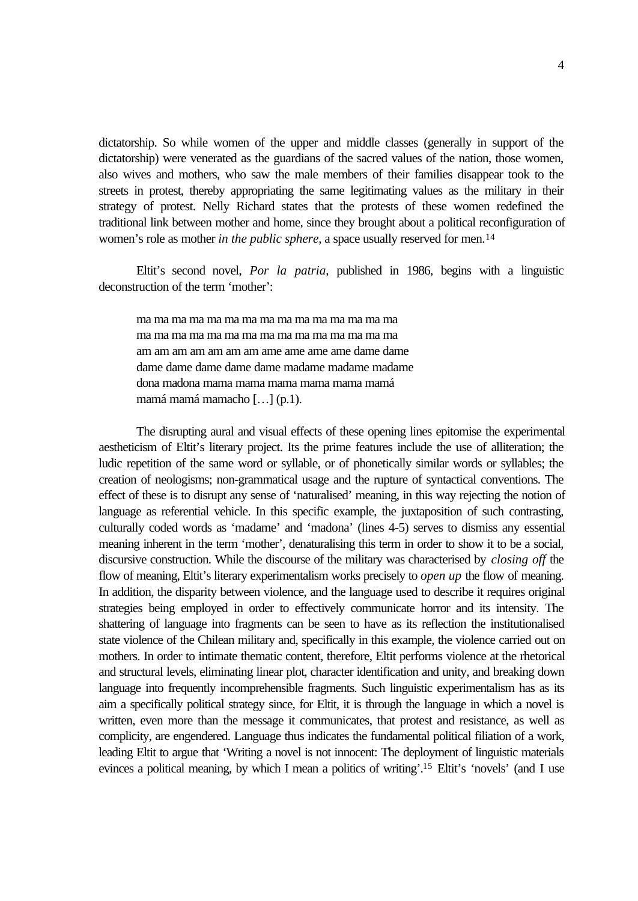dictatorship. So while women of the upper and middle classes (generally in support of the dictatorship) were venerated as the guardians of the sacred values of the nation, those women, also wives and mothers, who saw the male members of their families disappear took to the streets in protest, thereby appropriating the same legitimating values as the military in their strategy of protest. Nelly Richard states that the protests of these women redefined the traditional link between mother and home, since they brought about a political reconfiguration of women's role as mother *in the public sphere*, a space usually reserved for men.[14]

Eltit's second novel, *Por la patria*, published in 1986, begins with a linguistic deconstruction of the term 'mother':

> ma ma ma ma ma ma ma ma ma ma ma ma ma ma ma ma
> ma ma ma ma ma ma ma ma ma ma ma ma ma ma ma ma
> am am am am am am am ame ame ame ame dame dame
> dame dame dame dame dame madame madame madame
> dona madona mama mama mama mama mama mamá
> mamá mamá mamacho […] (p.1).

The disrupting aural and visual effects of these opening lines epitomise the experimental aestheticism of Eltit's literary project. Its the prime features include the use of alliteration; the ludic repetition of the same word or syllable, or of phonetically similar words or syllables; the creation of neologisms; non-grammatical usage and the rupture of syntactical conventions. The effect of these is to disrupt any sense of 'naturalised' meaning, in this way rejecting the notion of language as referential vehicle. In this specific example, the juxtaposition of such contrasting, culturally coded words as 'madame' and 'madona' (lines 4-5) serves to dismiss any essential meaning inherent in the term 'mother', denaturalising this term in order to show it to be a social, discursive construction. While the discourse of the military was characterised by *closing off* the flow of meaning, Eltit's literary experimentalism works precisely to *open up* the flow of meaning. In addition, the disparity between violence, and the language used to describe it requires original strategies being employed in order to effectively communicate horror and its intensity. The shattering of language into fragments can be seen to have as its reflection the institutionalised state violence of the Chilean military and, specifically in this example, the violence carried out on mothers. In order to intimate thematic content, therefore, Eltit performs violence at the rhetorical and structural levels, eliminating linear plot, character identification and unity, and breaking down language into frequently incomprehensible fragments. Such linguistic experimentalism has as its aim a specifically political strategy since, for Eltit, it is through the language in which a novel is written, even more than the message it communicates, that protest and resistance, as well as complicity, are engendered. Language thus indicates the fundamental political filiation of a work, leading Eltit to argue that 'Writing a novel is not innocent: The deployment of linguistic materials evinces a political meaning, by which I mean a politics of writing'.[15] Eltit's 'novels' (and I use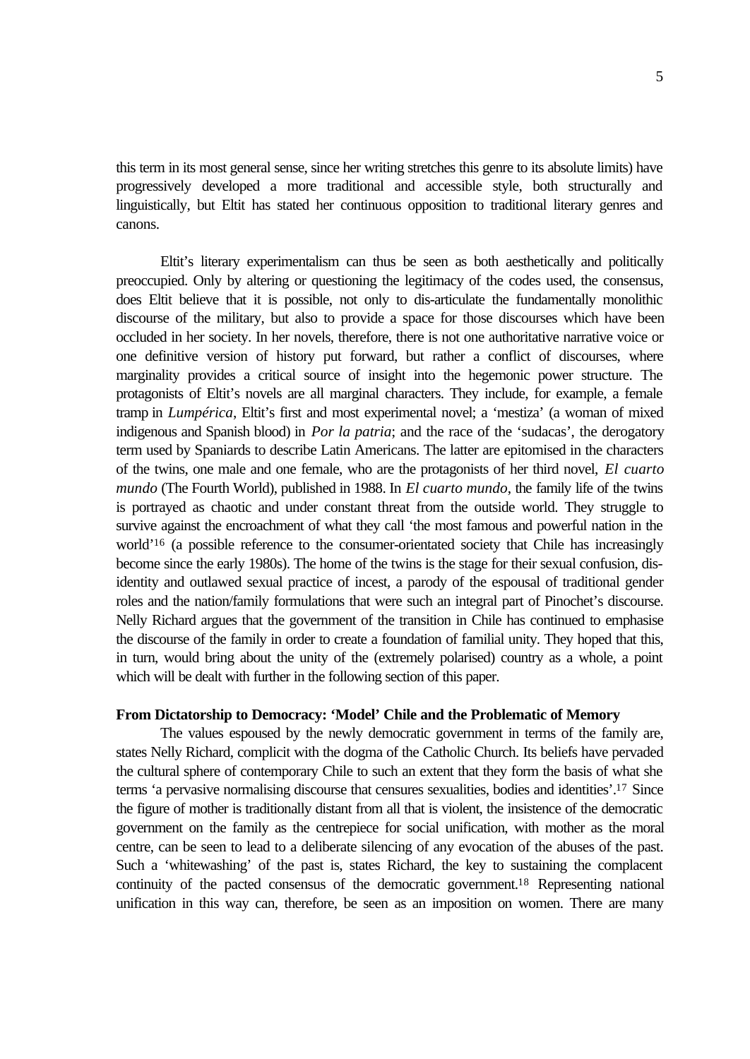this term in its most general sense, since her writing stretches this genre to its absolute limits) have progressively developed a more traditional and accessible style, both structurally and linguistically, but Eltit has stated her continuous opposition to traditional literary genres and canons.

Eltit's literary experimentalism can thus be seen as both aesthetically and politically preoccupied. Only by altering or questioning the legitimacy of the codes used, the consensus, does Eltit believe that it is possible, not only to dis-articulate the fundamentally monolithic discourse of the military, but also to provide a space for those discourses which have been occluded in her society. In her novels, therefore, there is not one authoritative narrative voice or one definitive version of history put forward, but rather a conflict of discourses, where marginality provides a critical source of insight into the hegemonic power structure. The protagonists of Eltit's novels are all marginal characters. They include, for example, a female tramp in *Lumpérica*, Eltit's first and most experimental novel; a 'mestiza' (a woman of mixed indigenous and Spanish blood) in *Por la patria*; and the race of the 'sudacas', the derogatory term used by Spaniards to describe Latin Americans. The latter are epitomised in the characters of the twins, one male and one female, who are the protagonists of her third novel, *El cuarto mundo* (The Fourth World), published in 1988. In *El cuarto mundo*, the family life of the twins is portrayed as chaotic and under constant threat from the outside world. They struggle to survive against the encroachment of what they call 'the most famous and powerful nation in the world'[16] (a possible reference to the consumer-orientated society that Chile has increasingly become since the early 1980s). The home of the twins is the stage for their sexual confusion, dis-identity and outlawed sexual practice of incest, a parody of the espousal of traditional gender roles and the nation/family formulations that were such an integral part of Pinochet's discourse. Nelly Richard argues that the government of the transition in Chile has continued to emphasise the discourse of the family in order to create a foundation of familial unity. They hoped that this, in turn, would bring about the unity of the (extremely polarised) country as a whole, a point which will be dealt with further in the following section of this paper.

**From Dictatorship to Democracy: 'Model' Chile and the Problematic of Memory**

The values espoused by the newly democratic government in terms of the family are, states Nelly Richard, complicit with the dogma of the Catholic Church. Its beliefs have pervaded the cultural sphere of contemporary Chile to such an extent that they form the basis of what she terms 'a pervasive normalising discourse that censures sexualities, bodies and identities'.[17] Since the figure of mother is traditionally distant from all that is violent, the insistence of the democratic government on the family as the centrepiece for social unification, with mother as the moral centre, can be seen to lead to a deliberate silencing of any evocation of the abuses of the past. Such a 'whitewashing' of the past is, states Richard, the key to sustaining the complacent continuity of the pacted consensus of the democratic government.[18] Representing national unification in this way can, therefore, be seen as an imposition on women. There are many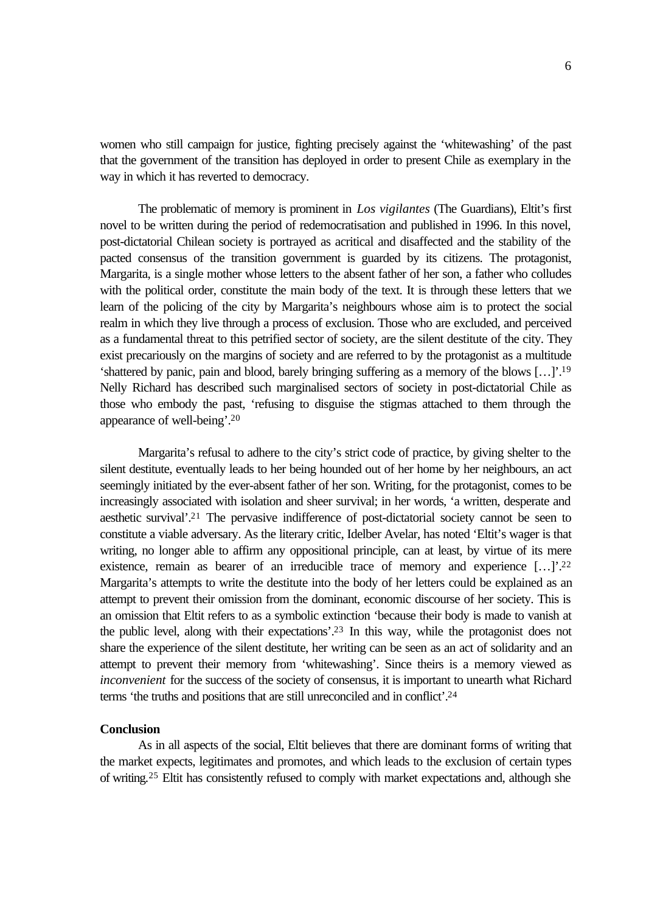women who still campaign for justice, fighting precisely against the 'whitewashing' of the past that the government of the transition has deployed in order to present Chile as exemplary in the way in which it has reverted to democracy.

The problematic of memory is prominent in *Los vigilantes* (The Guardians), Eltit's first novel to be written during the period of redemocratisation and published in 1996. In this novel, post-dictatorial Chilean society is portrayed as acritical and disaffected and the stability of the pacted consensus of the transition government is guarded by its citizens. The protagonist, Margarita, is a single mother whose letters to the absent father of her son, a father who colludes with the political order, constitute the main body of the text. It is through these letters that we learn of the policing of the city by Margarita's neighbours whose aim is to protect the social realm in which they live through a process of exclusion. Those who are excluded, and perceived as a fundamental threat to this petrified sector of society, are the silent destitute of the city. They exist precariously on the margins of society and are referred to by the protagonist as a multitude 'shattered by panic, pain and blood, barely bringing suffering as a memory of the blows […]'.[19] Nelly Richard has described such marginalised sectors of society in post-dictatorial Chile as those who embody the past, 'refusing to disguise the stigmas attached to them through the appearance of well-being'.[20]

Margarita's refusal to adhere to the city's strict code of practice, by giving shelter to the silent destitute, eventually leads to her being hounded out of her home by her neighbours, an act seemingly initiated by the ever-absent father of her son. Writing, for the protagonist, comes to be increasingly associated with isolation and sheer survival; in her words, 'a written, desperate and aesthetic survival'.[21] The pervasive indifference of post-dictatorial society cannot be seen to constitute a viable adversary. As the literary critic, Idelber Avelar, has noted 'Eltit's wager is that writing, no longer able to affirm any oppositional principle, can at least, by virtue of its mere existence, remain as bearer of an irreducible trace of memory and experience […]'.[22] Margarita's attempts to write the destitute into the body of her letters could be explained as an attempt to prevent their omission from the dominant, economic discourse of her society. This is an omission that Eltit refers to as a symbolic extinction 'because their body is made to vanish at the public level, along with their expectations'.[23] In this way, while the protagonist does not share the experience of the silent destitute, her writing can be seen as an act of solidarity and an attempt to prevent their memory from 'whitewashing'. Since theirs is a memory viewed as *inconvenient* for the success of the society of consensus, it is important to unearth what Richard terms 'the truths and positions that are still unreconciled and in conflict'.[24]

**Conclusion**

As in all aspects of the social, Eltit believes that there are dominant forms of writing that the market expects, legitimates and promotes, and which leads to the exclusion of certain types of writing.[25] Eltit has consistently refused to comply with market expectations and, although she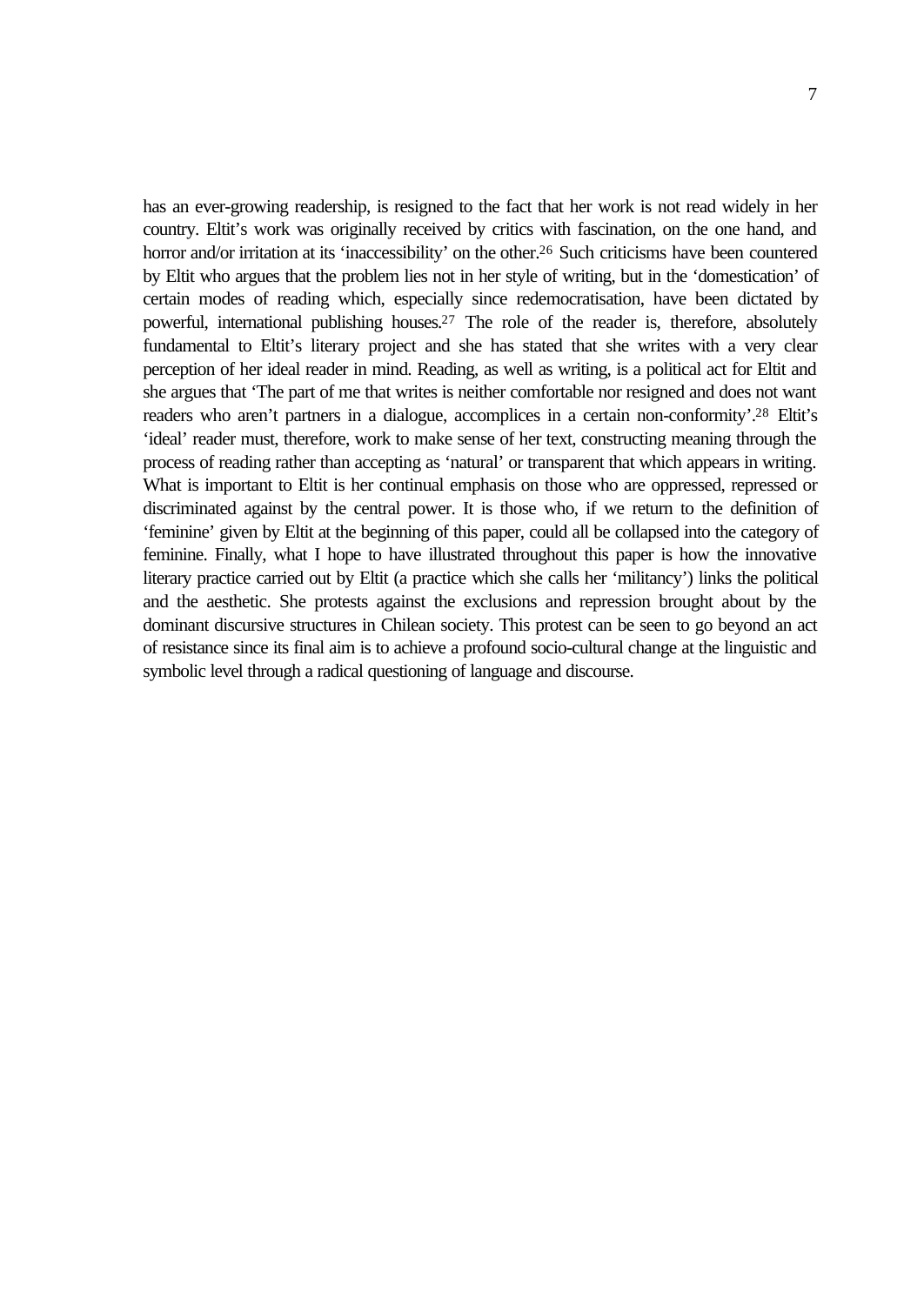has an ever-growing readership, is resigned to the fact that her work is not read widely in her country. Eltit's work was originally received by critics with fascination, on the one hand, and horror and/or irritation at its 'inaccessibility' on the other.[26] Such criticisms have been countered by Eltit who argues that the problem lies not in her style of writing, but in the 'domestication' of certain modes of reading which, especially since redemocratisation, have been dictated by powerful, international publishing houses.[27] The role of the reader is, therefore, absolutely fundamental to Eltit's literary project and she has stated that she writes with a very clear perception of her ideal reader in mind. Reading, as well as writing, is a political act for Eltit and she argues that 'The part of me that writes is neither comfortable nor resigned and does not want readers who aren't partners in a dialogue, accomplices in a certain non-conformity'.[28] Eltit's 'ideal' reader must, therefore, work to make sense of her text, constructing meaning through the process of reading rather than accepting as 'natural' or transparent that which appears in writing. What is important to Eltit is her continual emphasis on those who are oppressed, repressed or discriminated against by the central power. It is those who, if we return to the definition of 'feminine' given by Eltit at the beginning of this paper, could all be collapsed into the category of feminine. Finally, what I hope to have illustrated throughout this paper is how the innovative literary practice carried out by Eltit (a practice which she calls her 'militancy') links the political and the aesthetic. She protests against the exclusions and repression brought about by the dominant discursive structures in Chilean society. This protest can be seen to go beyond an act of resistance since its final aim is to achieve a profound socio-cultural change at the linguistic and symbolic level through a radical questioning of language and discourse.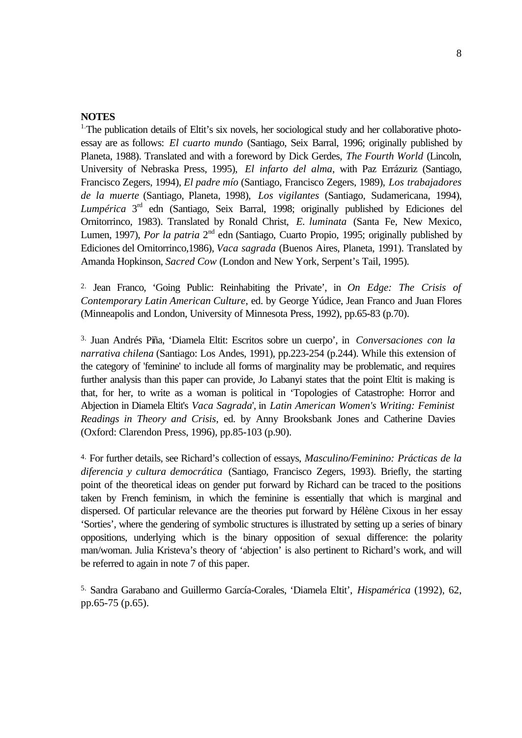**NOTES**

1. The publication details of Eltit's six novels, her sociological study and her collaborative photo-essay are as follows: *El cuarto mundo* (Santiago, Seix Barral, 1996; originally published by Planeta, 1988). Translated and with a foreword by Dick Gerdes, *The Fourth World* (Lincoln, University of Nebraska Press, 1995), *El infarto del alma*, with Paz Errázuriz (Santiago, Francisco Zegers, 1994), *El padre mío* (Santiago, Francisco Zegers, 1989), *Los trabajadores de la muerte* (Santiago, Planeta, 1998), *Los vigilantes* (Santiago, Sudamericana, 1994), *Lumpérica* 3rd edn (Santiago, Seix Barral, 1998; originally published by Ediciones del Ornitorrinco, 1983). Translated by Ronald Christ, *E. luminata* (Santa Fe, New Mexico, Lumen, 1997), *Por la patria* 2nd edn (Santiago, Cuarto Propio, 1995; originally published by Ediciones del Ornitorrinco,1986), *Vaca sagrada* (Buenos Aires, Planeta, 1991). Translated by Amanda Hopkinson, *Sacred Cow* (London and New York, Serpent's Tail, 1995).

2. Jean Franco, 'Going Public: Reinhabiting the Private', in *On Edge: The Crisis of Contemporary Latin American Culture*, ed. by George Yúdice, Jean Franco and Juan Flores (Minneapolis and London, University of Minnesota Press, 1992), pp.65-83 (p.70).

3. Juan Andrés Piña, 'Diamela Eltit: Escritos sobre un cuerpo', in *Conversaciones con la narrativa chilena* (Santiago: Los Andes, 1991), pp.223-254 (p.244). While this extension of the category of 'feminine' to include all forms of marginality may be problematic, and requires further analysis than this paper can provide, Jo Labanyi states that the point Eltit is making is that, for her, to write as a woman is political in 'Topologies of Catastrophe: Horror and Abjection in Diamela Eltit's *Vaca Sagrada*', in *Latin American Women's Writing: Feminist Readings in Theory and Crisis*, ed. by Anny Brooksbank Jones and Catherine Davies (Oxford: Clarendon Press, 1996), pp.85-103 (p.90).

4. For further details, see Richard's collection of essays, *Masculino/Feminino: Prácticas de la diferencia y cultura democrática* (Santiago, Francisco Zegers, 1993). Briefly, the starting point of the theoretical ideas on gender put forward by Richard can be traced to the positions taken by French feminism, in which the feminine is essentially that which is marginal and dispersed. Of particular relevance are the theories put forward by Hélène Cixous in her essay 'Sorties', where the gendering of symbolic structures is illustrated by setting up a series of binary oppositions, underlying which is the binary opposition of sexual difference: the polarity man/woman. Julia Kristeva's theory of 'abjection' is also pertinent to Richard's work, and will be referred to again in note 7 of this paper.

5. Sandra Garabano and Guillermo García-Corales, 'Diamela Eltit', *Hispamérica* (1992), 62, pp.65-75 (p.65).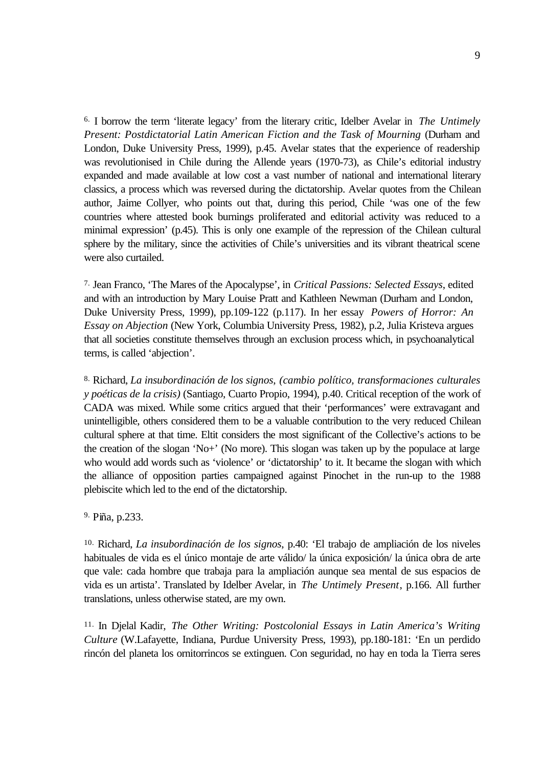6. I borrow the term 'literate legacy' from the literary critic, Idelber Avelar in *The Untimely Present: Postdictatorial Latin American Fiction and the Task of Mourning* (Durham and London, Duke University Press, 1999), p.45. Avelar states that the experience of readership was revolutionised in Chile during the Allende years (1970-73), as Chile's editorial industry expanded and made available at low cost a vast number of national and international literary classics, a process which was reversed during the dictatorship. Avelar quotes from the Chilean author, Jaime Collyer, who points out that, during this period, Chile 'was one of the few countries where attested book burnings proliferated and editorial activity was reduced to a minimal expression' (p.45). This is only one example of the repression of the Chilean cultural sphere by the military, since the activities of Chile's universities and its vibrant theatrical scene were also curtailed.

7. Jean Franco, 'The Mares of the Apocalypse', in *Critical Passions: Selected Essays*, edited and with an introduction by Mary Louise Pratt and Kathleen Newman (Durham and London, Duke University Press, 1999), pp.109-122 (p.117). In her essay *Powers of Horror: An Essay on Abjection* (New York, Columbia University Press, 1982), p.2, Julia Kristeva argues that all societies constitute themselves through an exclusion process which, in psychoanalytical terms, is called 'abjection'.

8. Richard, *La insubordinación de los signos, (cambio político, transformaciones culturales y poéticas de la crisis)* (Santiago, Cuarto Propio, 1994), p.40. Critical reception of the work of CADA was mixed. While some critics argued that their 'performances' were extravagant and unintelligible, others considered them to be a valuable contribution to the very reduced Chilean cultural sphere at that time. Eltit considers the most significant of the Collective's actions to be the creation of the slogan 'No+' (No more). This slogan was taken up by the populace at large who would add words such as 'violence' or 'dictatorship' to it. It became the slogan with which the alliance of opposition parties campaigned against Pinochet in the run-up to the 1988 plebiscite which led to the end of the dictatorship.

9. Piña, p.233.

10. Richard, *La insubordinación de los signos*, p.40: 'El trabajo de ampliación de los niveles habituales de vida es el único montaje de arte válido/ la única exposición/ la única obra de arte que vale: cada hombre que trabaja para la ampliación aunque sea mental de sus espacios de vida es un artista'. Translated by Idelber Avelar, in *The Untimely Present*, p.166. All further translations, unless otherwise stated, are my own.

11. In Djelal Kadir, *The Other Writing: Postcolonial Essays in Latin America's Writing Culture* (W.Lafayette, Indiana, Purdue University Press, 1993), pp.180-181: 'En un perdido rincón del planeta los ornitorrincos se extinguen. Con seguridad, no hay en toda la Tierra seres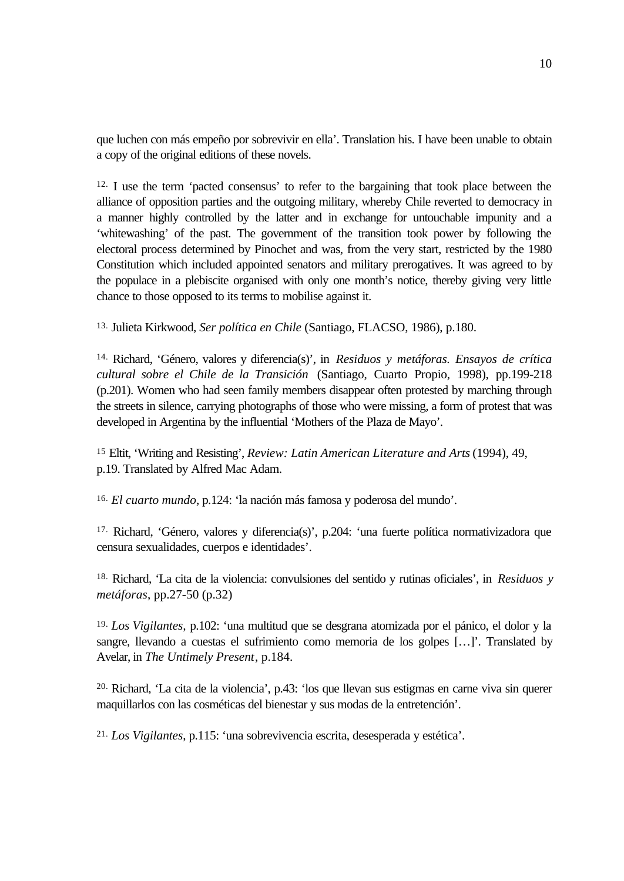que luchen con más empeño por sobrevivir en ella'. Translation his. I have been unable to obtain a copy of the original editions of these novels.

12. I use the term 'pacted consensus' to refer to the bargaining that took place between the alliance of opposition parties and the outgoing military, whereby Chile reverted to democracy in a manner highly controlled by the latter and in exchange for untouchable impunity and a 'whitewashing' of the past. The government of the transition took power by following the electoral process determined by Pinochet and was, from the very start, restricted by the 1980 Constitution which included appointed senators and military prerogatives. It was agreed to by the populace in a plebiscite organised with only one month's notice, thereby giving very little chance to those opposed to its terms to mobilise against it.

13. Julieta Kirkwood, *Ser política en Chile* (Santiago, FLACSO, 1986), p.180.

14. Richard, 'Género, valores y diferencia(s)', in *Residuos y metáforas. Ensayos de crítica cultural sobre el Chile de la Transición* (Santiago, Cuarto Propio, 1998), pp.199-218 (p.201). Women who had seen family members disappear often protested by marching through the streets in silence, carrying photographs of those who were missing, a form of protest that was developed in Argentina by the influential 'Mothers of the Plaza de Mayo'.

15 Eltit, 'Writing and Resisting', *Review: Latin American Literature and Arts* (1994), 49, p.19. Translated by Alfred Mac Adam.

16. *El cuarto mundo*, p.124: 'la nación más famosa y poderosa del mundo'.

17. Richard, 'Género, valores y diferencia(s)', p.204: 'una fuerte política normativizadora que censura sexualidades, cuerpos e identidades'.

18. Richard, 'La cita de la violencia: convulsiones del sentido y rutinas oficiales', in *Residuos y metáforas*, pp.27-50 (p.32)

19. *Los Vigilantes*, p.102: 'una multitud que se desgrana atomizada por el pánico, el dolor y la sangre, llevando a cuestas el sufrimiento como memoria de los golpes […]'. Translated by Avelar, in *The Untimely Present*, p.184.

20. Richard, 'La cita de la violencia', p.43: 'los que llevan sus estigmas en carne viva sin querer maquillarlos con las cosméticas del bienestar y sus modas de la entretención'.

21. *Los Vigilantes*, p.115: 'una sobrevivencia escrita, desesperada y estética'.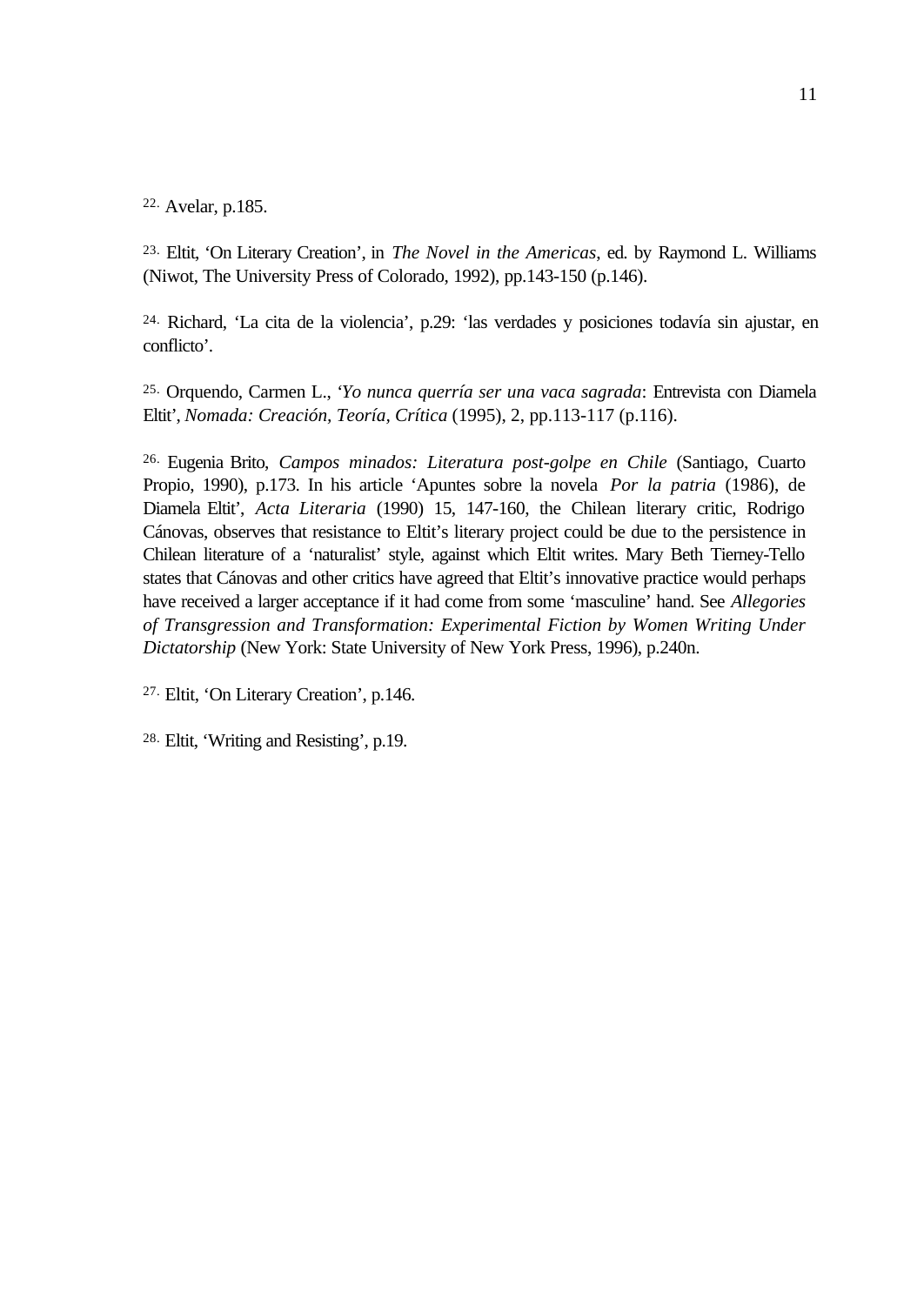[22] Avelar, p.185.

[23] Eltit, 'On Literary Creation', in *The Novel in the Americas*, ed. by Raymond L. Williams (Niwot, The University Press of Colorado, 1992), pp.143-150 (p.146).

[24] Richard, 'La cita de la violencia', p.29: 'las verdades y posiciones todavía sin ajustar, en conflicto'.

[25] Orquendo, Carmen L., '*Yo nunca querría ser una vaca sagrada*: Entrevista con Diamela Eltit', *Nomada: Creación, Teoría, Crítica* (1995), 2, pp.113-117 (p.116).

[26] Eugenia Brito, *Campos minados: Literatura post-golpe en Chile* (Santiago, Cuarto Propio, 1990), p.173. In his article 'Apuntes sobre la novela *Por la patria* (1986), de Diamela Eltit', *Acta Literaria* (1990) 15, 147-160, the Chilean literary critic, Rodrigo Cánovas, observes that resistance to Eltit's literary project could be due to the persistence in Chilean literature of a 'naturalist' style, against which Eltit writes. Mary Beth Tierney-Tello states that Cánovas and other critics have agreed that Eltit's innovative practice would perhaps have received a larger acceptance if it had come from some 'masculine' hand. See *Allegories of Transgression and Transformation: Experimental Fiction by Women Writing Under Dictatorship* (New York: State University of New York Press, 1996), p.240n.

[27] Eltit, 'On Literary Creation', p.146.

[28] Eltit, 'Writing and Resisting', p.19.